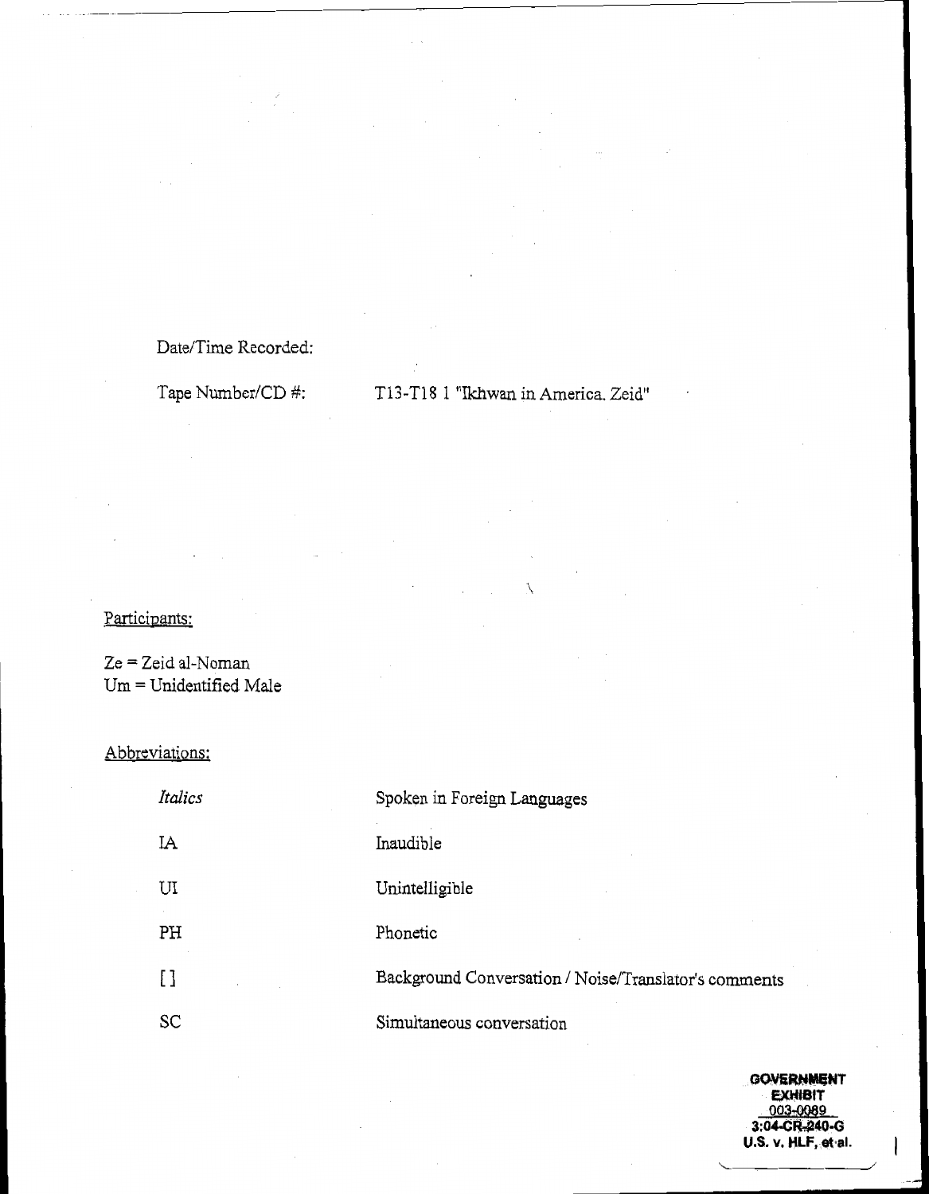Date/Time Recorded:

Tape Number/CD #: T13-T18 1 "Ikhwan in America. Zeid"

Participants:

Ze = Zeid al-Noman
Um = Unidentified Male

Abbreviations:

| | |
|---|---|
| *Italics* | Spoken in Foreign Languages |
| IA | Inaudible |
| UI | Unintelligible |
| PH | Phonetic |
| [ ] | Background Conversation / Noise/Translator's comments |
| SC | Simultaneous conversation |

**GOVERNMENT EXHIBIT**
**003-0089**
**3:04-CR-240-G**
**U.S. v. HLF, et al.**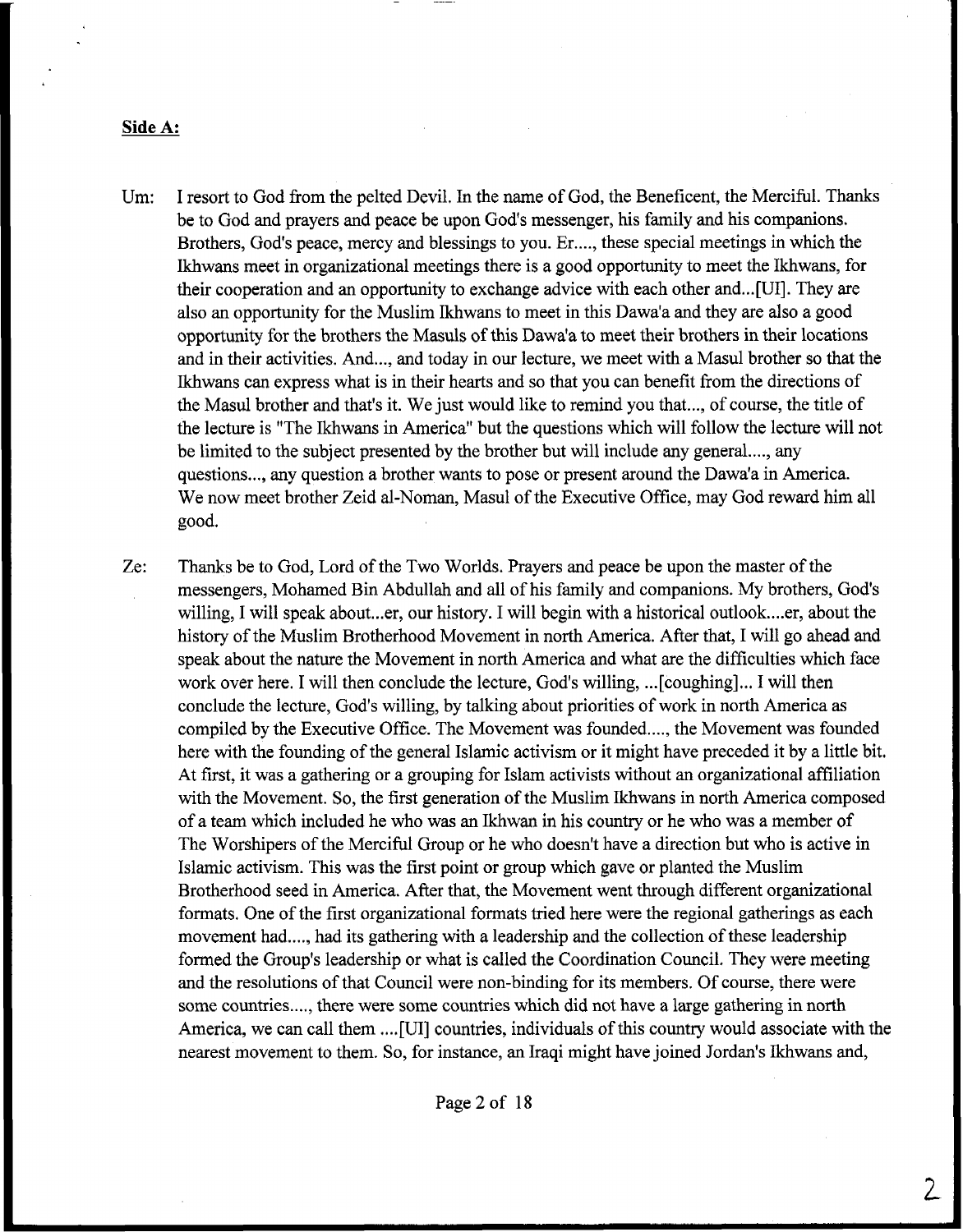**Side A:**

Um: I resort to God from the pelted Devil. In the name of God, the Beneficent, the Merciful. Thanks be to God and prayers and peace be upon God's messenger, his family and his companions. Brothers, God's peace, mercy and blessings to you. Er...., these special meetings in which the Ikhwans meet in organizational meetings there is a good opportunity to meet the Ikhwans, for their cooperation and an opportunity to exchange advice with each other and...[UI]. They are also an opportunity for the Muslim Ikhwans to meet in this Dawa'a and they are also a good opportunity for the brothers the Masuls of this Dawa'a to meet their brothers in their locations and in their activities. And..., and today in our lecture, we meet with a Masul brother so that the Ikhwans can express what is in their hearts and so that you can benefit from the directions of the Masul brother and that's it. We just would like to remind you that..., of course, the title of the lecture is "The Ikhwans in America" but the questions which will follow the lecture will not be limited to the subject presented by the brother but will include any general...., any questions..., any question a brother wants to pose or present around the Dawa'a in America. We now meet brother Zeid al-Noman, Masul of the Executive Office, may God reward him all good.

Ze: Thanks be to God, Lord of the Two Worlds. Prayers and peace be upon the master of the messengers, Mohamed Bin Abdullah and all of his family and companions. My brothers, God's willing, I will speak about...er, our history. I will begin with a historical outlook....er, about the history of the Muslim Brotherhood Movement in north America. After that, I will go ahead and speak about the nature the Movement in north America and what are the difficulties which face work over here. I will then conclude the lecture, God's willing, ...[coughing]... I will then conclude the lecture, God's willing, by talking about priorities of work in north America as compiled by the Executive Office. The Movement was founded...., the Movement was founded here with the founding of the general Islamic activism or it might have preceded it by a little bit. At first, it was a gathering or a grouping for Islam activists without an organizational affiliation with the Movement. So, the first generation of the Muslim Ikhwans in north America composed of a team which included he who was an Ikhwan in his country or he who was a member of The Worshipers of the Merciful Group or he who doesn't have a direction but who is active in Islamic activism. This was the first point or group which gave or planted the Muslim Brotherhood seed in America. After that, the Movement went through different organizational formats. One of the first organizational formats tried here were the regional gatherings as each movement had...., had its gathering with a leadership and the collection of these leadership formed the Group's leadership or what is called the Coordination Council. They were meeting and the resolutions of that Council were non-binding for its members. Of course, there were some countries...., there were some countries which did not have a large gathering in north America, we can call them ....[UI] countries, individuals of this country would associate with the nearest movement to them. So, for instance, an Iraqi might have joined Jordan's Ikhwans and,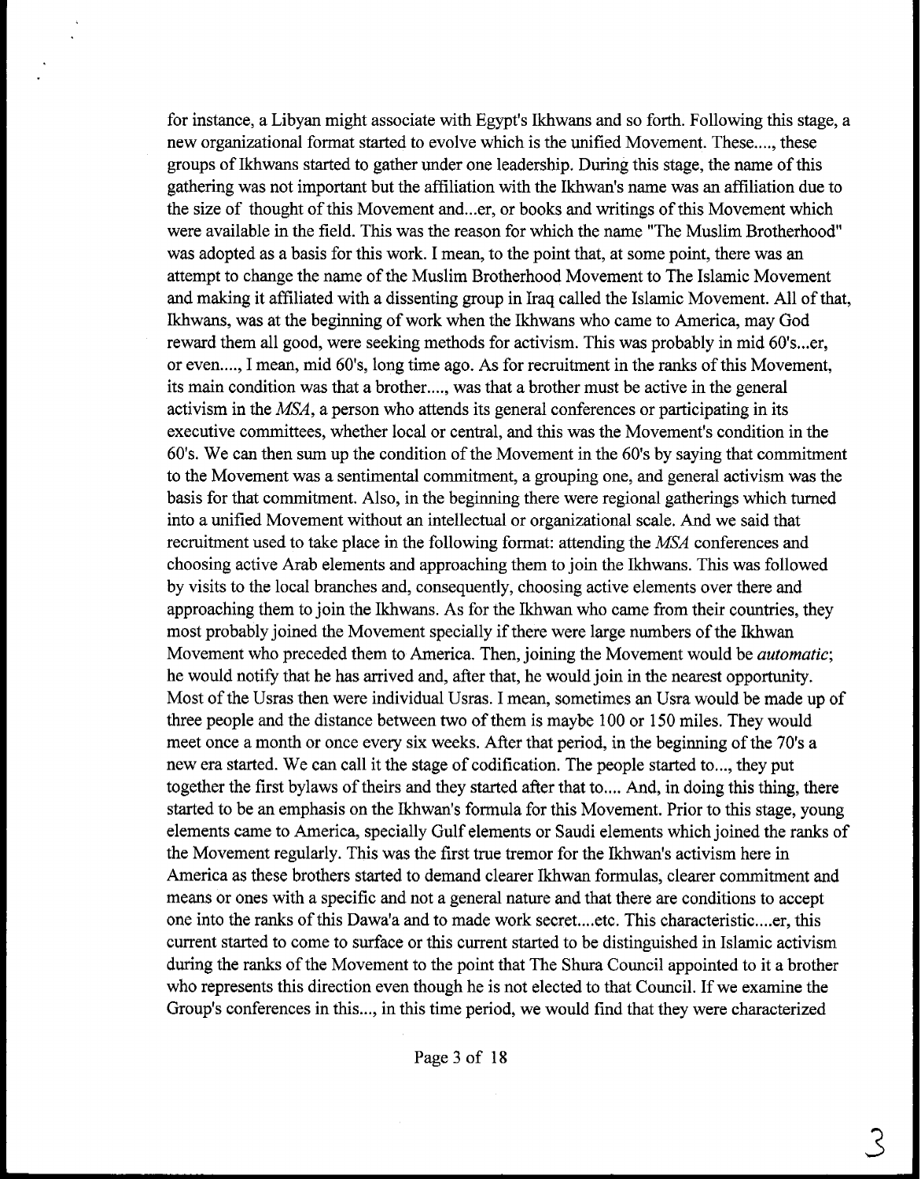for instance, a Libyan might associate with Egypt's Ikhwans and so forth. Following this stage, a new organizational format started to evolve which is the unified Movement. These...., these groups of Ikhwans started to gather under one leadership. During this stage, the name of this gathering was not important but the affiliation with the Ikhwan's name was an affiliation due to the size of thought of this Movement and...er, or books and writings of this Movement which were available in the field. This was the reason for which the name "The Muslim Brotherhood" was adopted as a basis for this work. I mean, to the point that, at some point, there was an attempt to change the name of the Muslim Brotherhood Movement to The Islamic Movement and making it affiliated with a dissenting group in Iraq called the Islamic Movement. All of that, Ikhwans, was at the beginning of work when the Ikhwans who came to America, may God reward them all good, were seeking methods for activism. This was probably in mid 60's...er, or even...., I mean, mid 60's, long time ago. As for recruitment in the ranks of this Movement, its main condition was that a brother...., was that a brother must be active in the general activism in the *MSA*, a person who attends its general conferences or participating in its executive committees, whether local or central, and this was the Movement's condition in the 60's. We can then sum up the condition of the Movement in the 60's by saying that commitment to the Movement was a sentimental commitment, a grouping one, and general activism was the basis for that commitment. Also, in the beginning there were regional gatherings which turned into a unified Movement without an intellectual or organizational scale. And we said that recruitment used to take place in the following format: attending the *MSA* conferences and choosing active Arab elements and approaching them to join the Ikhwans. This was followed by visits to the local branches and, consequently, choosing active elements over there and approaching them to join the Ikhwans. As for the Ikhwan who came from their countries, they most probably joined the Movement specially if there were large numbers of the Ikhwan Movement who preceded them to America. Then, joining the Movement would be *automatic*; he would notify that he has arrived and, after that, he would join in the nearest opportunity. Most of the Usras then were individual Usras. I mean, sometimes an Usra would be made up of three people and the distance between two of them is maybe 100 or 150 miles. They would meet once a month or once every six weeks. After that period, in the beginning of the 70's a new era started. We can call it the stage of codification. The people started to..., they put together the first bylaws of theirs and they started after that to.... And, in doing this thing, there started to be an emphasis on the Ikhwan's formula for this Movement. Prior to this stage, young elements came to America, specially Gulf elements or Saudi elements which joined the ranks of the Movement regularly. This was the first true tremor for the Ikhwan's activism here in America as these brothers started to demand clearer Ikhwan formulas, clearer commitment and means or ones with a specific and not a general nature and that there are conditions to accept one into the ranks of this Dawa'a and to made work secret....etc. This characteristic....er, this current started to come to surface or this current started to be distinguished in Islamic activism during the ranks of the Movement to the point that The Shura Council appointed to it a brother who represents this direction even though he is not elected to that Council. If we examine the Group's conferences in this..., in this time period, we would find that they were characterized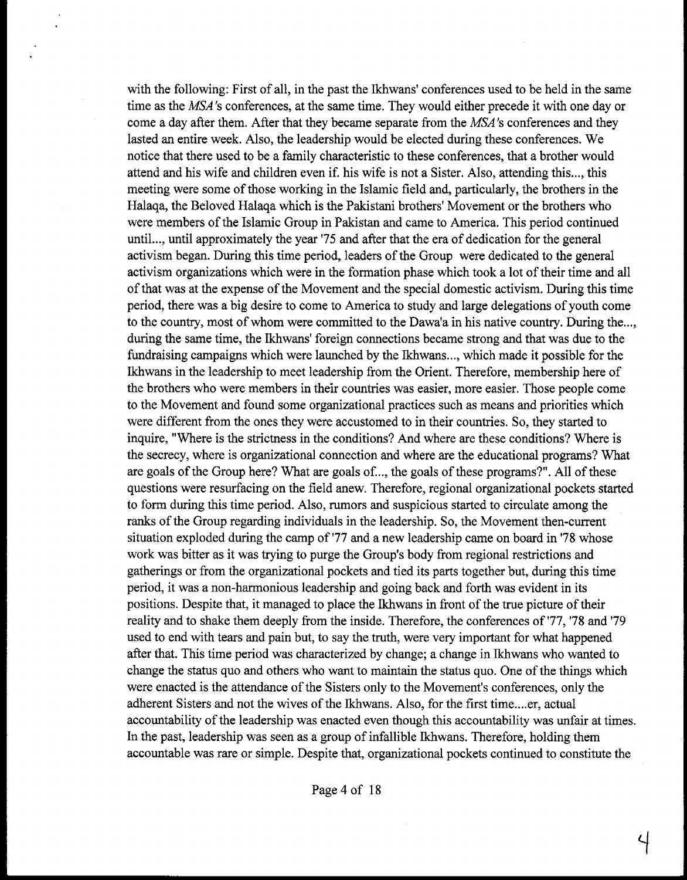with the following: First of all, in the past the Ikhwans' conferences used to be held in the same time as the *MSA*'s conferences, at the same time. They would either precede it with one day or come a day after them. After that they became separate from the *MSA*'s conferences and they lasted an entire week. Also, the leadership would be elected during these conferences. We notice that there used to be a family characteristic to these conferences, that a brother would attend and his wife and children even if. his wife is not a Sister. Also, attending this..., this meeting were some of those working in the Islamic field and, particularly, the brothers in the Halaqa, the Beloved Halaqa which is the Pakistani brothers' Movement or the brothers who were members of the Islamic Group in Pakistan and came to America. This period continued until..., until approximately the year '75 and after that the era of dedication for the general activism began. During this time period, leaders of the Group were dedicated to the general activism organizations which were in the formation phase which took a lot of their time and all of that was at the expense of the Movement and the special domestic activism. During this time period, there was a big desire to come to America to study and large delegations of youth come to the country, most of whom were committed to the Dawa'a in his native country. During the..., during the same time, the Ikhwans' foreign connections became strong and that was due to the fundraising campaigns which were launched by the Ikhwans..., which made it possible for the Ikhwans in the leadership to meet leadership from the Orient. Therefore, membership here of the brothers who were members in their countries was easier, more easier. Those people come to the Movement and found some organizational practices such as means and priorities which were different from the ones they were accustomed to in their countries. So, they started to inquire, "Where is the strictness in the conditions? And where are these conditions? Where is the secrecy, where is organizational connection and where are the educational programs? What are goals of the Group here? What are goals of..., the goals of these programs?". All of these questions were resurfacing on the field anew. Therefore, regional organizational pockets started to form during this time period. Also, rumors and suspicious started to circulate among the ranks of the Group regarding individuals in the leadership. So, the Movement then-current situation exploded during the camp of '77 and a new leadership came on board in '78 whose work was bitter as it was trying to purge the Group's body from regional restrictions and gatherings or from the organizational pockets and tied its parts together but, during this time period, it was a non-harmonious leadership and going back and forth was evident in its positions. Despite that, it managed to place the Ikhwans in front of the true picture of their reality and to shake them deeply from the inside. Therefore, the conferences of '77, '78 and '79 used to end with tears and pain but, to say the truth, were very important for what happened after that. This time period was characterized by change; a change in Ikhwans who wanted to change the status quo and others who want to maintain the status quo. One of the things which were enacted is the attendance of the Sisters only to the Movement's conferences, only the adherent Sisters and not the wives of the Ikhwans. Also, for the first time....er, actual accountability of the leadership was enacted even though this accountability was unfair at times. In the past, leadership was seen as a group of infallible Ikhwans. Therefore, holding them accountable was rare or simple. Despite that, organizational pockets continued to constitute the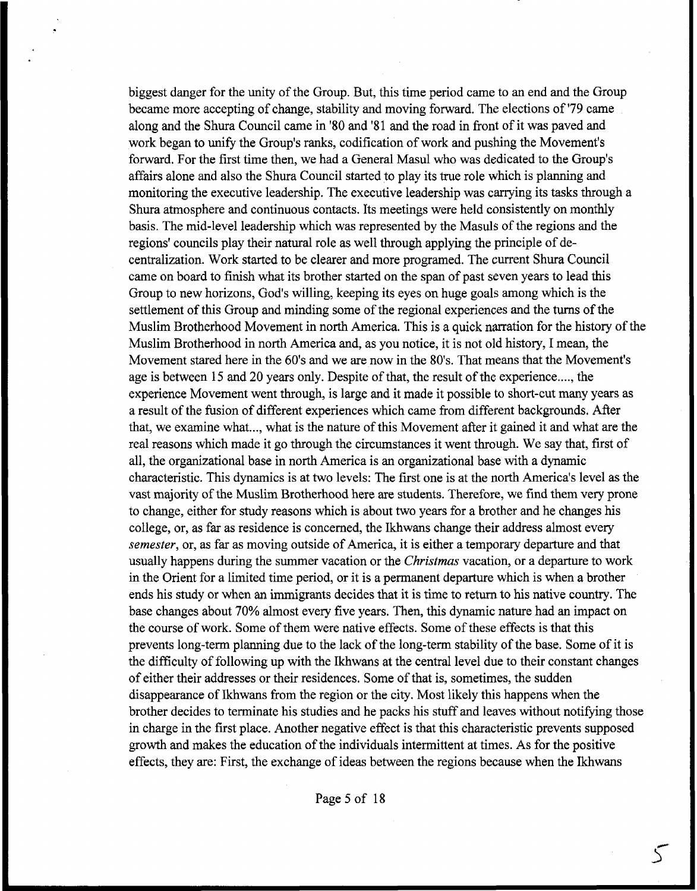biggest danger for the unity of the Group. But, this time period came to an end and the Group became more accepting of change, stability and moving forward. The elections of '79 came along and the Shura Council came in '80 and '81 and the road in front of it was paved and work began to unify the Group's ranks, codification of work and pushing the Movement's forward. For the first time then, we had a General Masul who was dedicated to the Group's affairs alone and also the Shura Council started to play its true role which is planning and monitoring the executive leadership. The executive leadership was carrying its tasks through a Shura atmosphere and continuous contacts. Its meetings were held consistently on monthly basis. The mid-level leadership which was represented by the Masuls of the regions and the regions' councils play their natural role as well through applying the principle of de-centralization. Work started to be clearer and more programed. The current Shura Council came on board to finish what its brother started on the span of past seven years to lead this Group to new horizons, God's willing, keeping its eyes on huge goals among which is the settlement of this Group and minding some of the regional experiences and the turns of the Muslim Brotherhood Movement in north America. This is a quick narration for the history of the Muslim Brotherhood in north America and, as you notice, it is not old history, I mean, the Movement stared here in the 60's and we are now in the 80's. That means that the Movement's age is between 15 and 20 years only. Despite of that, the result of the experience...., the experience Movement went through, is large and it made it possible to short-cut many years as a result of the fusion of different experiences which came from different backgrounds. After that, we examine what..., what is the nature of this Movement after it gained it and what are the real reasons which made it go through the circumstances it went through. We say that, first of all, the organizational base in north America is an organizational base with a dynamic characteristic. This dynamics is at two levels: The first one is at the north America's level as the vast majority of the Muslim Brotherhood here are students. Therefore, we find them very prone to change, either for study reasons which is about two years for a brother and he changes his college, or, as far as residence is concerned, the Ikhwans change their address almost every *semester*, or, as far as moving outside of America, it is either a temporary departure and that usually happens during the summer vacation or the *Christmas* vacation, or a departure to work in the Orient for a limited time period, or it is a permanent departure which is when a brother ends his study or when an immigrants decides that it is time to return to his native country. The base changes about 70% almost every five years. Then, this dynamic nature had an impact on the course of work. Some of them were native effects. Some of these effects is that this prevents long-term planning due to the lack of the long-term stability of the base. Some of it is the difficulty of following up with the Ikhwans at the central level due to their constant changes of either their addresses or their residences. Some of that is, sometimes, the sudden disappearance of Ikhwans from the region or the city. Most likely this happens when the brother decides to terminate his studies and he packs his stuff and leaves without notifying those in charge in the first place. Another negative effect is that this characteristic prevents supposed growth and makes the education of the individuals intermittent at times. As for the positive effects, they are: First, the exchange of ideas between the regions because when the Ikhwans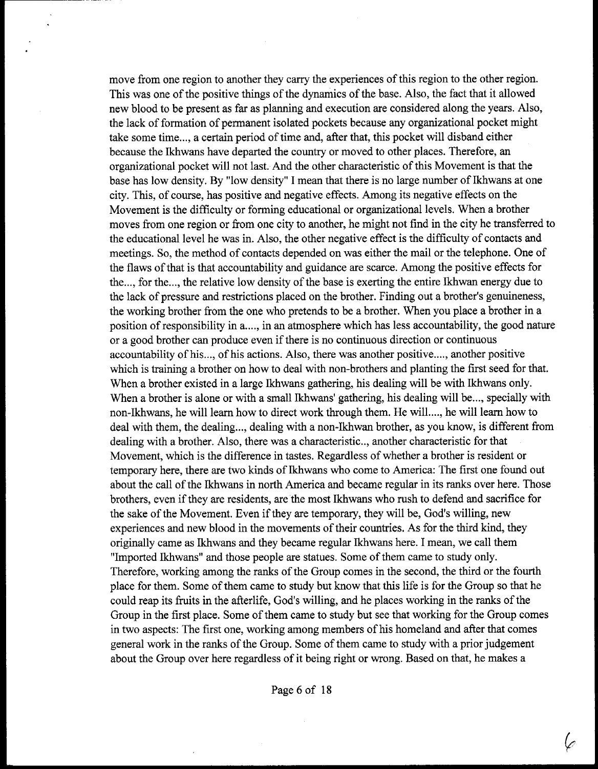move from one region to another they carry the experiences of this region to the other region. This was one of the positive things of the dynamics of the base. Also, the fact that it allowed new blood to be present as far as planning and execution are considered along the years. Also, the lack of formation of permanent isolated pockets because any organizational pocket might take some time..., a certain period of time and, after that, this pocket will disband either because the Ikhwans have departed the country or moved to other places. Therefore, an organizational pocket will not last. And the other characteristic of this Movement is that the base has low density. By "low density" I mean that there is no large number of Ikhwans at one city. This, of course, has positive and negative effects. Among its negative effects on the Movement is the difficulty or forming educational or organizational levels. When a brother moves from one region or from one city to another, he might not find in the city he transferred to the educational level he was in. Also, the other negative effect is the difficulty of contacts and meetings. So, the method of contacts depended on was either the mail or the telephone. One of the flaws of that is that accountability and guidance are scarce. Among the positive effects for the..., for the..., the relative low density of the base is exerting the entire Ikhwan energy due to the lack of pressure and restrictions placed on the brother. Finding out a brother's genuineness, the working brother from the one who pretends to be a brother. When you place a brother in a position of responsibility in a...., in an atmosphere which has less accountability, the good nature or a good brother can produce even if there is no continuous direction or continuous accountability of his..., of his actions. Also, there was another positive...., another positive which is training a brother on how to deal with non-brothers and planting the first seed for that. When a brother existed in a large Ikhwans gathering, his dealing will be with Ikhwans only. When a brother is alone or with a small Ikhwans' gathering, his dealing will be..., specially with non-Ikhwans, he will learn how to direct work through them. He will...., he will learn how to deal with them, the dealing..., dealing with a non-Ikhwan brother, as you know, is different from dealing with a brother. Also, there was a characteristic.., another characteristic for that Movement, which is the difference in tastes. Regardless of whether a brother is resident or temporary here, there are two kinds of Ikhwans who come to America: The first one found out about the call of the Ikhwans in north America and became regular in its ranks over here. Those brothers, even if they are residents, are the most Ikhwans who rush to defend and sacrifice for the sake of the Movement. Even if they are temporary, they will be, God's willing, new experiences and new blood in the movements of their countries. As for the third kind, they originally came as Ikhwans and they became regular Ikhwans here. I mean, we call them "Imported Ikhwans" and those people are statues. Some of them came to study only. Therefore, working among the ranks of the Group comes in the second, the third or the fourth place for them. Some of them came to study but know that this life is for the Group so that he could reap its fruits in the afterlife, God's willing, and he places working in the ranks of the Group in the first place. Some of them came to study but see that working for the Group comes in two aspects: The first one, working among members of his homeland and after that comes general work in the ranks of the Group. Some of them came to study with a prior judgement about the Group over here regardless of it being right or wrong. Based on that, he makes a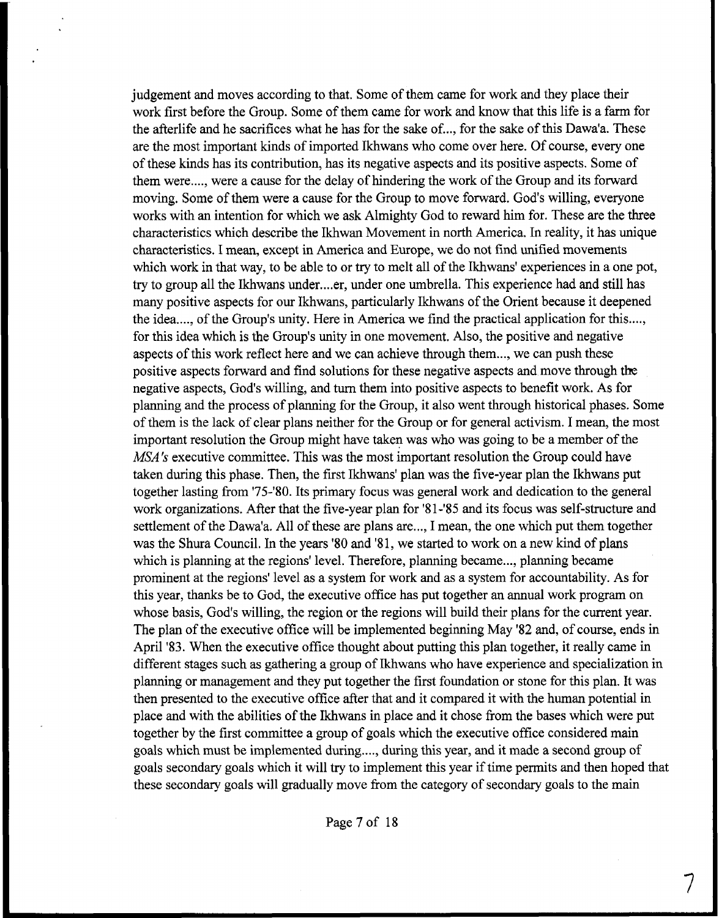judgement and moves according to that. Some of them came for work and they place their work first before the Group. Some of them came for work and know that this life is a farm for the afterlife and he sacrifices what he has for the sake of..., for the sake of this Dawa'a. These are the most important kinds of imported Ikhwans who come over here. Of course, every one of these kinds has its contribution, has its negative aspects and its positive aspects. Some of them were...., were a cause for the delay of hindering the work of the Group and its forward moving. Some of them were a cause for the Group to move forward. God's willing, everyone works with an intention for which we ask Almighty God to reward him for. These are the three characteristics which describe the Ikhwan Movement in north America. In reality, it has unique characteristics. I mean, except in America and Europe, we do not find unified movements which work in that way, to be able to or try to melt all of the Ikhwans' experiences in a one pot, try to group all the Ikhwans under....er, under one umbrella. This experience had and still has many positive aspects for our Ikhwans, particularly Ikhwans of the Orient because it deepened the idea...., of the Group's unity. Here in America we find the practical application for this...., for this idea which is the Group's unity in one movement. Also, the positive and negative aspects of this work reflect here and we can achieve through them..., we can push these positive aspects forward and find solutions for these negative aspects and move through the negative aspects, God's willing, and turn them into positive aspects to benefit work. As for planning and the process of planning for the Group, it also went through historical phases. Some of them is the lack of clear plans neither for the Group or for general activism. I mean, the most important resolution the Group might have taken was who was going to be a member of the *MSA's* executive committee. This was the most important resolution the Group could have taken during this phase. Then, the first Ikhwans' plan was the five-year plan the Ikhwans put together lasting from '75-'80. Its primary focus was general work and dedication to the general work organizations. After that the five-year plan for '81-'85 and its focus was self-structure and settlement of the Dawa'a. All of these are plans are..., I mean, the one which put them together was the Shura Council. In the years '80 and '81, we started to work on a new kind of plans which is planning at the regions' level. Therefore, planning became..., planning became prominent at the regions' level as a system for work and as a system for accountability. As for this year, thanks be to God, the executive office has put together an annual work program on whose basis, God's willing, the region or the regions will build their plans for the current year. The plan of the executive office will be implemented beginning May '82 and, of course, ends in April '83. When the executive office thought about putting this plan together, it really came in different stages such as gathering a group of Ikhwans who have experience and specialization in planning or management and they put together the first foundation or stone for this plan. It was then presented to the executive office after that and it compared it with the human potential in place and with the abilities of the Ikhwans in place and it chose from the bases which were put together by the first committee a group of goals which the executive office considered main goals which must be implemented during...., during this year, and it made a second group of goals secondary goals which it will try to implement this year if time permits and then hoped that these secondary goals will gradually move from the category of secondary goals to the main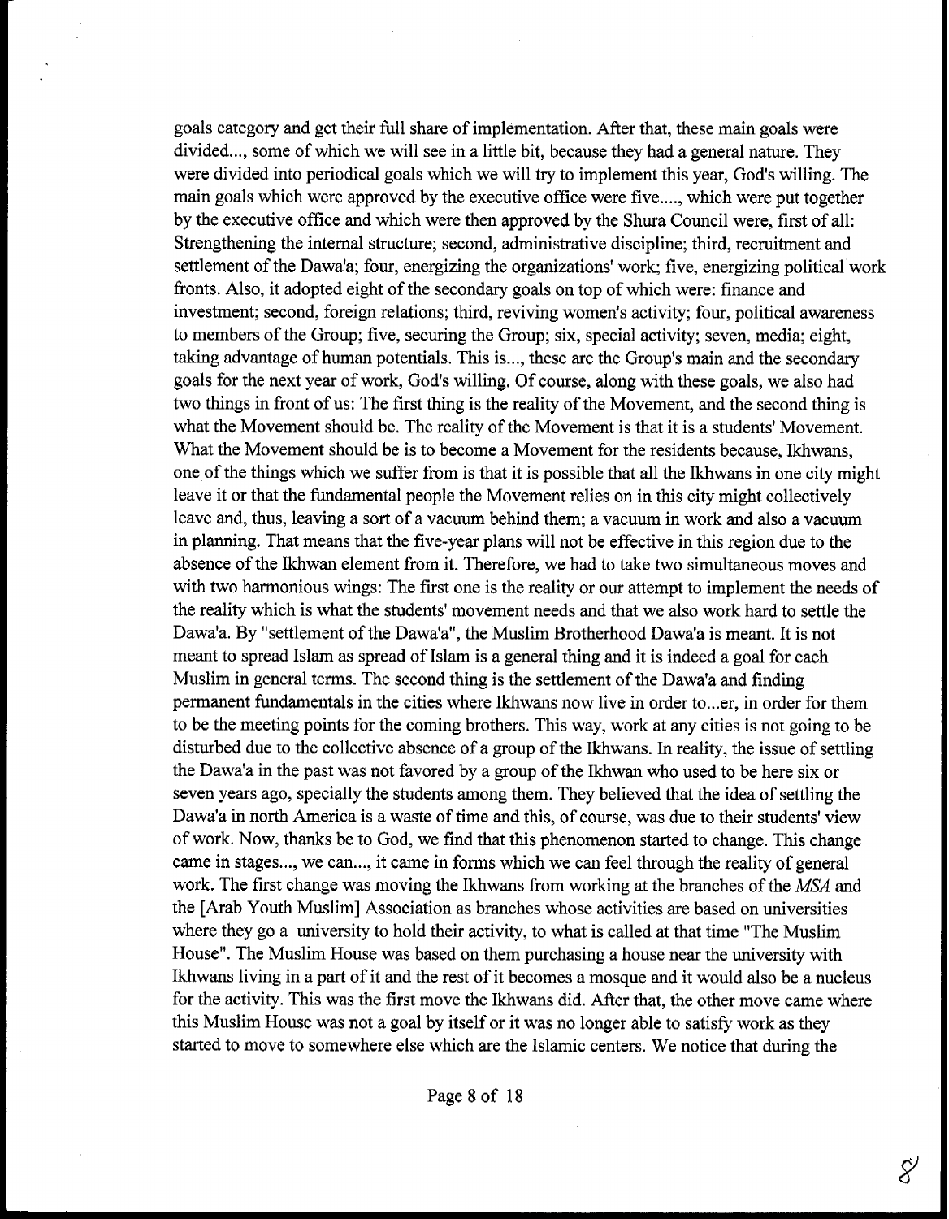goals category and get their full share of implementation. After that, these main goals were divided..., some of which we will see in a little bit, because they had a general nature. They were divided into periodical goals which we will try to implement this year, God's willing. The main goals which were approved by the executive office were five...., which were put together by the executive office and which were then approved by the Shura Council were, first of all: Strengthening the internal structure; second, administrative discipline; third, recruitment and settlement of the Dawa'a; four, energizing the organizations' work; five, energizing political work fronts. Also, it adopted eight of the secondary goals on top of which were: finance and investment; second, foreign relations; third, reviving women's activity; four, political awareness to members of the Group; five, securing the Group; six, special activity; seven, media; eight, taking advantage of human potentials. This is..., these are the Group's main and the secondary goals for the next year of work, God's willing. Of course, along with these goals, we also had two things in front of us: The first thing is the reality of the Movement, and the second thing is what the Movement should be. The reality of the Movement is that it is a students' Movement. What the Movement should be is to become a Movement for the residents because, Ikhwans, one of the things which we suffer from is that it is possible that all the Ikhwans in one city might leave it or that the fundamental people the Movement relies on in this city might collectively leave and, thus, leaving a sort of a vacuum behind them; a vacuum in work and also a vacuum in planning. That means that the five-year plans will not be effective in this region due to the absence of the Ikhwan element from it. Therefore, we had to take two simultaneous moves and with two harmonious wings: The first one is the reality or our attempt to implement the needs of the reality which is what the students' movement needs and that we also work hard to settle the Dawa'a. By "settlement of the Dawa'a", the Muslim Brotherhood Dawa'a is meant. It is not meant to spread Islam as spread of Islam is a general thing and it is indeed a goal for each Muslim in general terms. The second thing is the settlement of the Dawa'a and finding permanent fundamentals in the cities where Ikhwans now live in order to...er, in order for them to be the meeting points for the coming brothers. This way, work at any cities is not going to be disturbed due to the collective absence of a group of the Ikhwans. In reality, the issue of settling the Dawa'a in the past was not favored by a group of the Ikhwan who used to be here six or seven years ago, specially the students among them. They believed that the idea of settling the Dawa'a in north America is a waste of time and this, of course, was due to their students' view of work. Now, thanks be to God, we find that this phenomenon started to change. This change came in stages..., we can..., it came in forms which we can feel through the reality of general work. The first change was moving the Ikhwans from working at the branches of the *MSA* and the [Arab Youth Muslim] Association as branches whose activities are based on universities where they go a university to hold their activity, to what is called at that time "The Muslim House". The Muslim House was based on them purchasing a house near the university with Ikhwans living in a part of it and the rest of it becomes a mosque and it would also be a nucleus for the activity. This was the first move the Ikhwans did. After that, the other move came where this Muslim House was not a goal by itself or it was no longer able to satisfy work as they started to move to somewhere else which are the Islamic centers. We notice that during the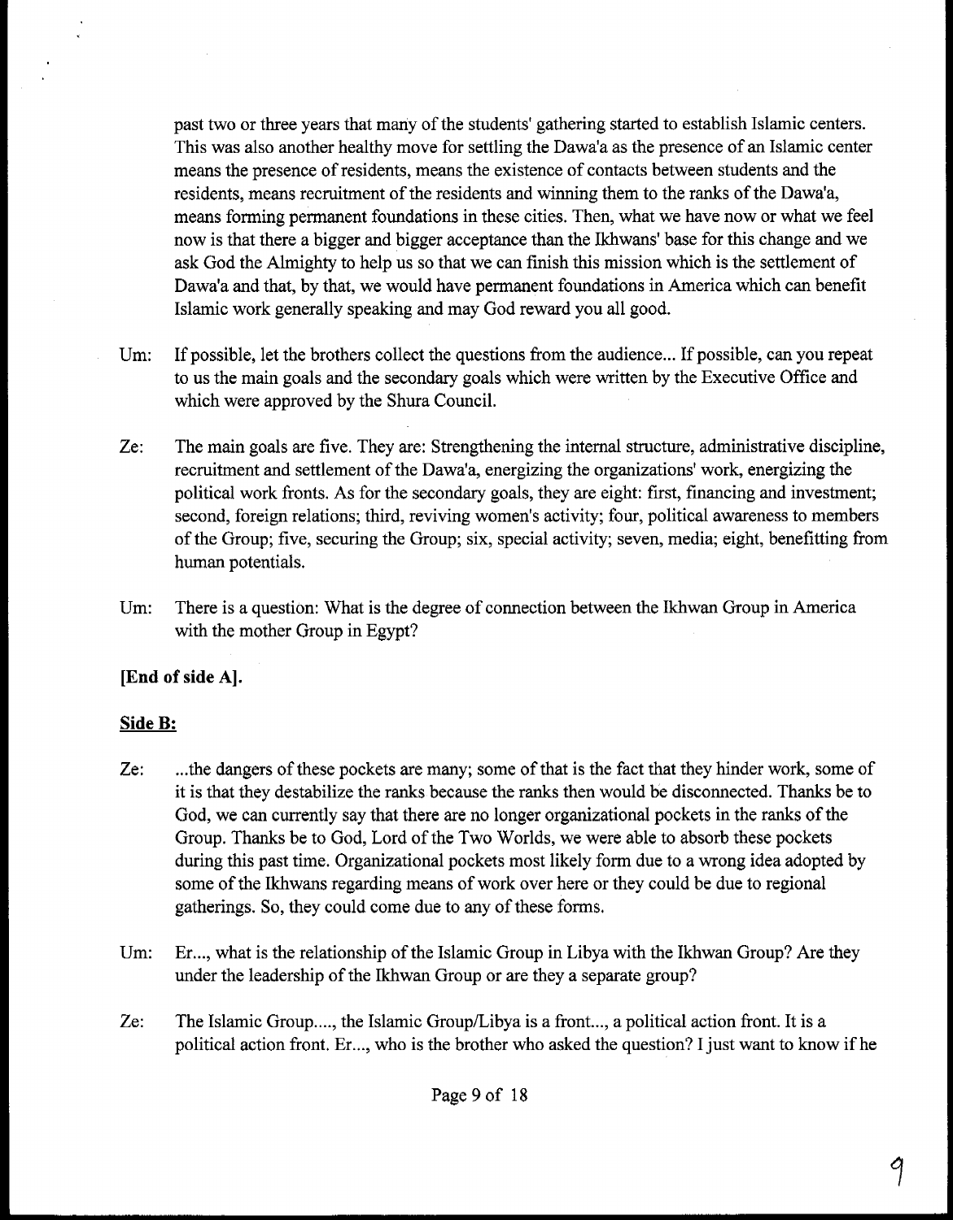past two or three years that many of the students' gathering started to establish Islamic centers. This was also another healthy move for settling the Dawa'a as the presence of an Islamic center means the presence of residents, means the existence of contacts between students and the residents, means recruitment of the residents and winning them to the ranks of the Dawa'a, means forming permanent foundations in these cities. Then, what we have now or what we feel now is that there a bigger and bigger acceptance than the Ikhwans' base for this change and we ask God the Almighty to help us so that we can finish this mission which is the settlement of Dawa'a and that, by that, we would have permanent foundations in America which can benefit Islamic work generally speaking and may God reward you all good.

Um: If possible, let the brothers collect the questions from the audience... If possible, can you repeat to us the main goals and the secondary goals which were written by the Executive Office and which were approved by the Shura Council.

Ze: The main goals are five. They are: Strengthening the internal structure, administrative discipline, recruitment and settlement of the Dawa'a, energizing the organizations' work, energizing the political work fronts. As for the secondary goals, they are eight: first, financing and investment; second, foreign relations; third, reviving women's activity; four, political awareness to members of the Group; five, securing the Group; six, special activity; seven, media; eight, benefitting from human potentials.

Um: There is a question: What is the degree of connection between the Ikhwan Group in America with the mother Group in Egypt?

**[End of side A].**

**Side B:**

Ze: ...the dangers of these pockets are many; some of that is the fact that they hinder work, some of it is that they destabilize the ranks because the ranks then would be disconnected. Thanks be to God, we can currently say that there are no longer organizational pockets in the ranks of the Group. Thanks be to God, Lord of the Two Worlds, we were able to absorb these pockets during this past time. Organizational pockets most likely form due to a wrong idea adopted by some of the Ikhwans regarding means of work over here or they could be due to regional gatherings. So, they could come due to any of these forms.

Um: Er..., what is the relationship of the Islamic Group in Libya with the Ikhwan Group? Are they under the leadership of the Ikhwan Group or are they a separate group?

Ze: The Islamic Group...., the Islamic Group/Libya is a front..., a political action front. It is a political action front. Er..., who is the brother who asked the question? I just want to know if he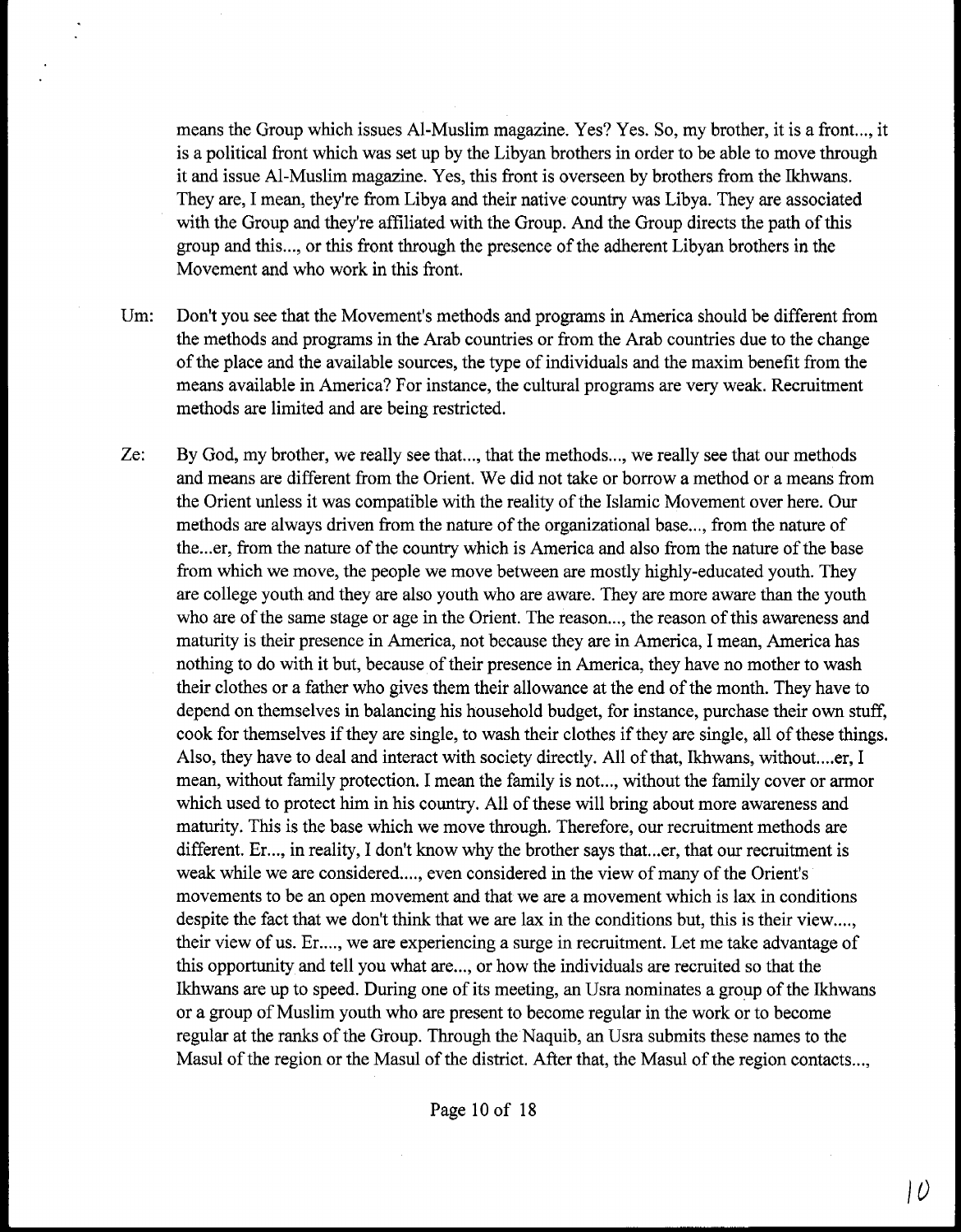means the Group which issues Al-Muslim magazine. Yes? Yes. So, my brother, it is a front..., it is a political front which was set up by the Libyan brothers in order to be able to move through it and issue Al-Muslim magazine. Yes, this front is overseen by brothers from the Ikhwans. They are, I mean, they're from Libya and their native country was Libya. They are associated with the Group and they're affiliated with the Group. And the Group directs the path of this group and this..., or this front through the presence of the adherent Libyan brothers in the Movement and who work in this front.

Um: Don't you see that the Movement's methods and programs in America should be different from the methods and programs in the Arab countries or from the Arab countries due to the change of the place and the available sources, the type of individuals and the maxim benefit from the means available in America? For instance, the cultural programs are very weak. Recruitment methods are limited and are being restricted.

Ze: By God, my brother, we really see that..., that the methods..., we really see that our methods and means are different from the Orient. We did not take or borrow a method or a means from the Orient unless it was compatible with the reality of the Islamic Movement over here. Our methods are always driven from the nature of the organizational base..., from the nature of the...er, from the nature of the country which is America and also from the nature of the base from which we move, the people we move between are mostly highly-educated youth. They are college youth and they are also youth who are aware. They are more aware than the youth who are of the same stage or age in the Orient. The reason..., the reason of this awareness and maturity is their presence in America, not because they are in America, I mean, America has nothing to do with it but, because of their presence in America, they have no mother to wash their clothes or a father who gives them their allowance at the end of the month. They have to depend on themselves in balancing his household budget, for instance, purchase their own stuff, cook for themselves if they are single, to wash their clothes if they are single, all of these things. Also, they have to deal and interact with society directly. All of that, Ikhwans, without....er, I mean, without family protection. I mean the family is not..., without the family cover or armor which used to protect him in his country. All of these will bring about more awareness and maturity. This is the base which we move through. Therefore, our recruitment methods are different. Er..., in reality, I don't know why the brother says that...er, that our recruitment is weak while we are considered...., even considered in the view of many of the Orient's movements to be an open movement and that we are a movement which is lax in conditions despite the fact that we don't think that we are lax in the conditions but, this is their view...., their view of us. Er...., we are experiencing a surge in recruitment. Let me take advantage of this opportunity and tell you what are..., or how the individuals are recruited so that the Ikhwans are up to speed. During one of its meeting, an Usra nominates a group of the Ikhwans or a group of Muslim youth who are present to become regular in the work or to become regular at the ranks of the Group. Through the Naquib, an Usra submits these names to the Masul of the region or the Masul of the district. After that, the Masul of the region contacts...,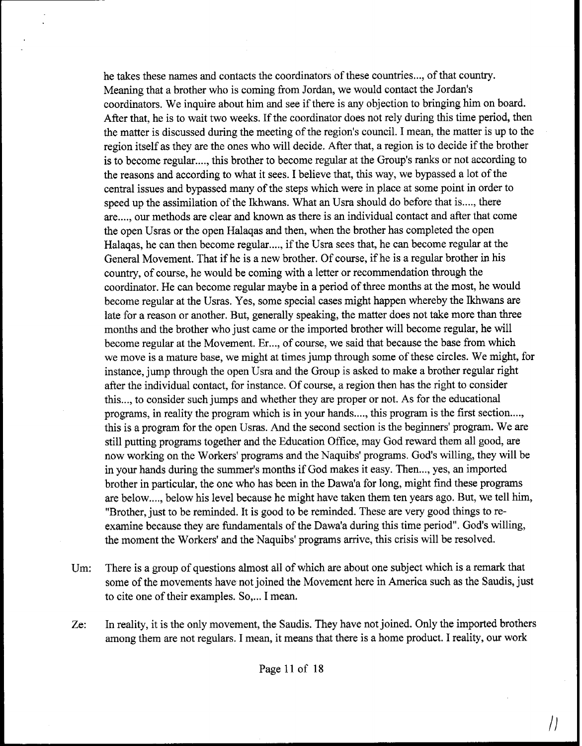he takes these names and contacts the coordinators of these countries..., of that country. Meaning that a brother who is coming from Jordan, we would contact the Jordan's coordinators. We inquire about him and see if there is any objection to bringing him on board. After that, he is to wait two weeks. If the coordinator does not rely during this time period, then the matter is discussed during the meeting of the region's council. I mean, the matter is up to the region itself as they are the ones who will decide. After that, a region is to decide if the brother is to become regular...., this brother to become regular at the Group's ranks or not according to the reasons and according to what it sees. I believe that, this way, we bypassed a lot of the central issues and bypassed many of the steps which were in place at some point in order to speed up the assimilation of the Ikhwans. What an Usra should do before that is...., there are...., our methods are clear and known as there is an individual contact and after that come the open Usras or the open Halaqas and then, when the brother has completed the open Halaqas, he can then become regular...., if the Usra sees that, he can become regular at the General Movement. That if he is a new brother. Of course, if he is a regular brother in his country, of course, he would be coming with a letter or recommendation through the coordinator. He can become regular maybe in a period of three months at the most, he would become regular at the Usras. Yes, some special cases might happen whereby the Ikhwans are late for a reason or another. But, generally speaking, the matter does not take more than three months and the brother who just came or the imported brother will become regular, he will become regular at the Movement. Er..., of course, we said that because the base from which we move is a mature base, we might at times jump through some of these circles. We might, for instance, jump through the open Usra and the Group is asked to make a brother regular right after the individual contact, for instance. Of course, a region then has the right to consider this..., to consider such jumps and whether they are proper or not. As for the educational programs, in reality the program which is in your hands...., this program is the first section...., this is a program for the open Usras. And the second section is the beginners' program. We are still putting programs together and the Education Office, may God reward them all good, are now working on the Workers' programs and the Naquibs' programs. God's willing, they will be in your hands during the summer's months if God makes it easy. Then..., yes, an imported brother in particular, the one who has been in the Dawa'a for long, might find these programs are below...., below his level because he might have taken them ten years ago. But, we tell him, "Brother, just to be reminded. It is good to be reminded. These are very good things to re-examine because they are fundamentals of the Dawa'a during this time period". God's willing, the moment the Workers' and the Naquibs' programs arrive, this crisis will be resolved.

Um: There is a group of questions almost all of which are about one subject which is a remark that some of the movements have not joined the Movement here in America such as the Saudis, just to cite one of their examples. So,... I mean.

Ze: In reality, it is the only movement, the Saudis. They have not joined. Only the imported brothers among them are not regulars. I mean, it means that there is a home product. I reality, our work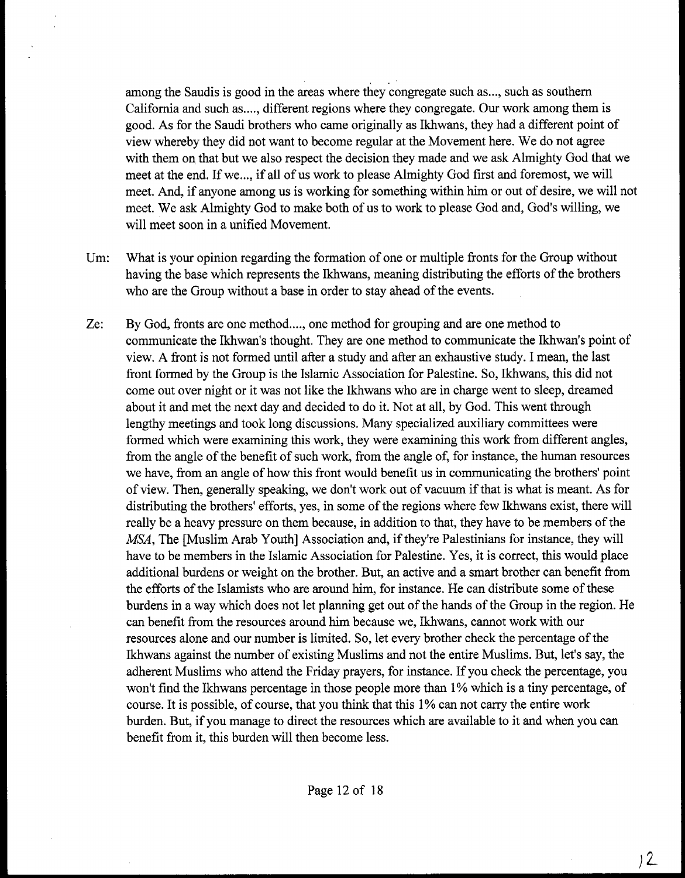among the Saudis is good in the areas where they congregate such as..., such as southern California and such as...., different regions where they congregate. Our work among them is good. As for the Saudi brothers who came originally as Ikhwans, they had a different point of view whereby they did not want to become regular at the Movement here. We do not agree with them on that but we also respect the decision they made and we ask Almighty God that we meet at the end. If we..., if all of us work to please Almighty God first and foremost, we will meet. And, if anyone among us is working for something within him or out of desire, we will not meet. We ask Almighty God to make both of us to work to please God and, God's willing, we will meet soon in a unified Movement.

Um: What is your opinion regarding the formation of one or multiple fronts for the Group without having the base which represents the Ikhwans, meaning distributing the efforts of the brothers who are the Group without a base in order to stay ahead of the events.

Ze: By God, fronts are one method...., one method for grouping and are one method to communicate the Ikhwan's thought. They are one method to communicate the Ikhwan's point of view. A front is not formed until after a study and after an exhaustive study. I mean, the last front formed by the Group is the Islamic Association for Palestine. So, Ikhwans, this did not come out over night or it was not like the Ikhwans who are in charge went to sleep, dreamed about it and met the next day and decided to do it. Not at all, by God. This went through lengthy meetings and took long discussions. Many specialized auxiliary committees were formed which were examining this work, they were examining this work from different angles, from the angle of the benefit of such work, from the angle of, for instance, the human resources we have, from an angle of how this front would benefit us in communicating the brothers' point of view. Then, generally speaking, we don't work out of vacuum if that is what is meant. As for distributing the brothers' efforts, yes, in some of the regions where few Ikhwans exist, there will really be a heavy pressure on them because, in addition to that, they have to be members of the *MSA*, The [Muslim Arab Youth] Association and, if they're Palestinians for instance, they will have to be members in the Islamic Association for Palestine. Yes, it is correct, this would place additional burdens or weight on the brother. But, an active and a smart brother can benefit from the efforts of the Islamists who are around him, for instance. He can distribute some of these burdens in a way which does not let planning get out of the hands of the Group in the region. He can benefit from the resources around him because we, Ikhwans, cannot work with our resources alone and our number is limited. So, let every brother check the percentage of the Ikhwans against the number of existing Muslims and not the entire Muslims. But, let's say, the adherent Muslims who attend the Friday prayers, for instance. If you check the percentage, you won't find the Ikhwans percentage in those people more than 1% which is a tiny percentage, of course. It is possible, of course, that you think that this 1% can not carry the entire work burden. But, if you manage to direct the resources which are available to it and when you can benefit from it, this burden will then become less.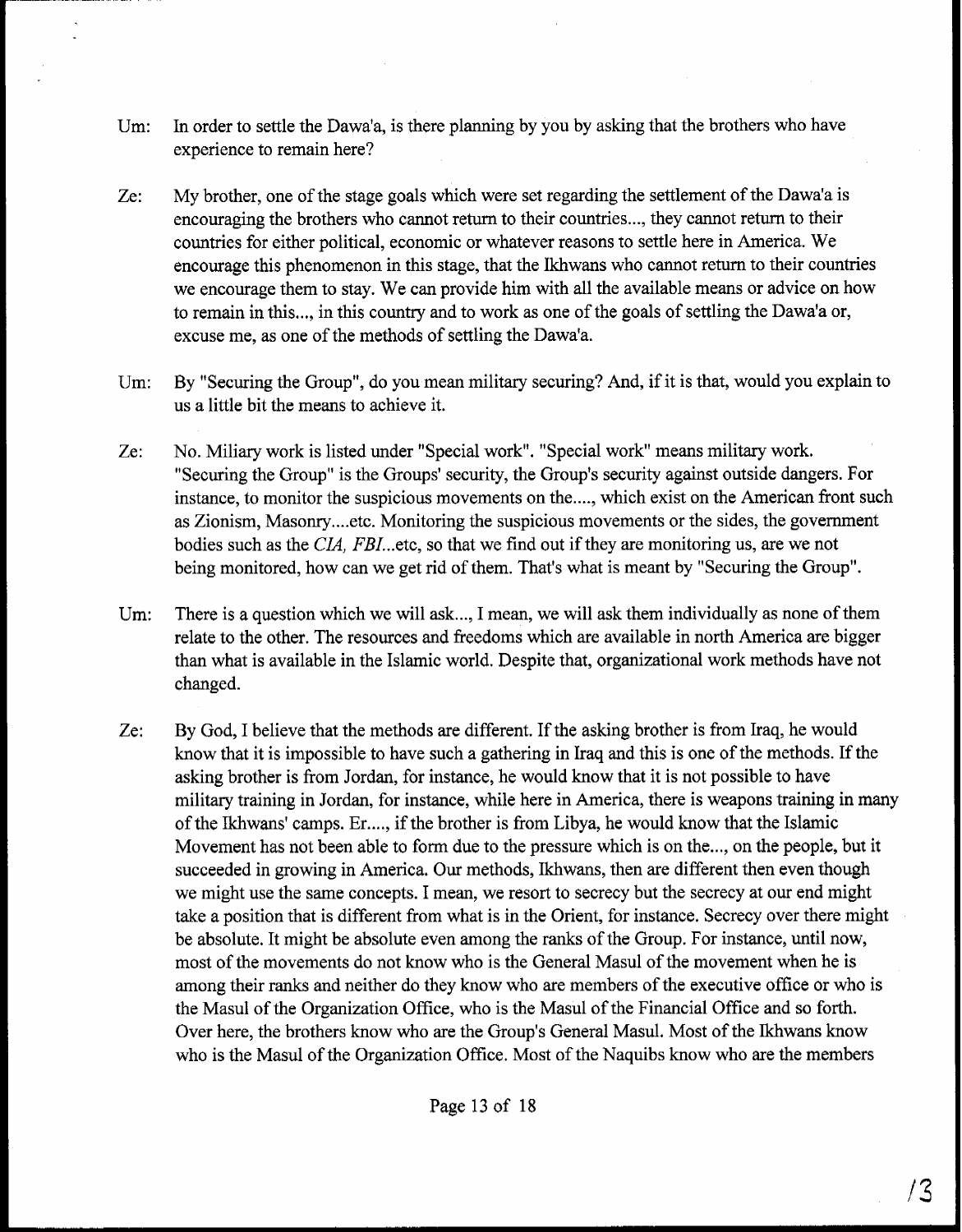Um: In order to settle the Dawa'a, is there planning by you by asking that the brothers who have experience to remain here?

Ze: My brother, one of the stage goals which were set regarding the settlement of the Dawa'a is encouraging the brothers who cannot return to their countries..., they cannot return to their countries for either political, economic or whatever reasons to settle here in America. We encourage this phenomenon in this stage, that the Ikhwans who cannot return to their countries we encourage them to stay. We can provide him with all the available means or advice on how to remain in this..., in this country and to work as one of the goals of settling the Dawa'a or, excuse me, as one of the methods of settling the Dawa'a.

Um: By "Securing the Group", do you mean military securing? And, if it is that, would you explain to us a little bit the means to achieve it.

Ze: No. Miliary work is listed under "Special work". "Special work" means military work. "Securing the Group" is the Groups' security, the Group's security against outside dangers. For instance, to monitor the suspicious movements on the...., which exist on the American front such as Zionism, Masonry....etc. Monitoring the suspicious movements or the sides, the government bodies such as the *CIA, FBI*...etc, so that we find out if they are monitoring us, are we not being monitored, how can we get rid of them. That's what is meant by "Securing the Group".

Um: There is a question which we will ask..., I mean, we will ask them individually as none of them relate to the other. The resources and freedoms which are available in north America are bigger than what is available in the Islamic world. Despite that, organizational work methods have not changed.

Ze: By God, I believe that the methods are different. If the asking brother is from Iraq, he would know that it is impossible to have such a gathering in Iraq and this is one of the methods. If the asking brother is from Jordan, for instance, he would know that it is not possible to have military training in Jordan, for instance, while here in America, there is weapons training in many of the Ikhwans' camps. Er...., if the brother is from Libya, he would know that the Islamic Movement has not been able to form due to the pressure which is on the..., on the people, but it succeeded in growing in America. Our methods, Ikhwans, then are different then even though we might use the same concepts. I mean, we resort to secrecy but the secrecy at our end might take a position that is different from what is in the Orient, for instance. Secrecy over there might be absolute. It might be absolute even among the ranks of the Group. For instance, until now, most of the movements do not know who is the General Masul of the movement when he is among their ranks and neither do they know who are members of the executive office or who is the Masul of the Organization Office, who is the Masul of the Financial Office and so forth. Over here, the brothers know who are the Group's General Masul. Most of the Ikhwans know who is the Masul of the Organization Office. Most of the Naquibs know who are the members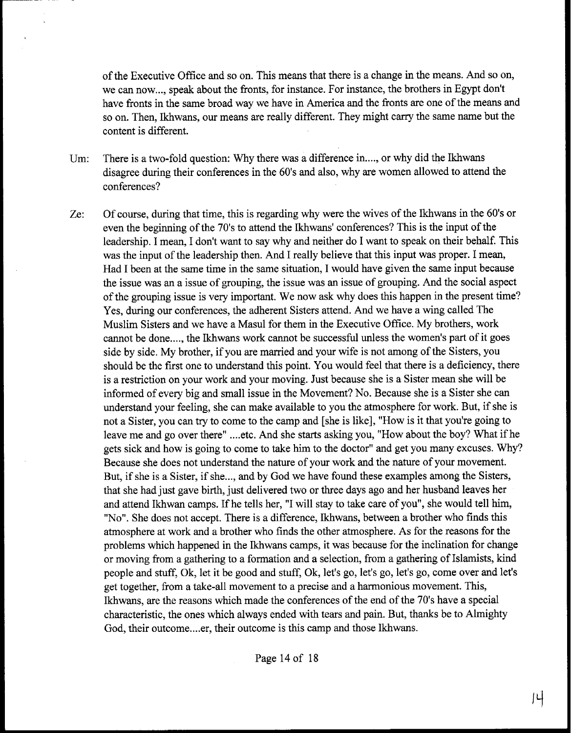of the Executive Office and so on. This means that there is a change in the means. And so on, we can now..., speak about the fronts, for instance. For instance, the brothers in Egypt don't have fronts in the same broad way we have in America and the fronts are one of the means and so on. Then, Ikhwans, our means are really different. They might carry the same name but the content is different.

Um: There is a two-fold question: Why there was a difference in...., or why did the Ikhwans disagree during their conferences in the 60's and also, why are women allowed to attend the conferences?

Ze: Of course, during that time, this is regarding why were the wives of the Ikhwans in the 60's or even the beginning of the 70's to attend the Ikhwans' conferences? This is the input of the leadership. I mean, I don't want to say why and neither do I want to speak on their behalf. This was the input of the leadership then. And I really believe that this input was proper. I mean, Had I been at the same time in the same situation, I would have given the same input because the issue was an a issue of grouping, the issue was an issue of grouping. And the social aspect of the grouping issue is very important. We now ask why does this happen in the present time? Yes, during our conferences, the adherent Sisters attend. And we have a wing called The Muslim Sisters and we have a Masul for them in the Executive Office. My brothers, work cannot be done...., the Ikhwans work cannot be successful unless the women's part of it goes side by side. My brother, if you are married and your wife is not among of the Sisters, you should be the first one to understand this point. You would feel that there is a deficiency, there is a restriction on your work and your moving. Just because she is a Sister mean she will be informed of every big and small issue in the Movement? No. Because she is a Sister she can understand your feeling, she can make available to you the atmosphere for work. But, if she is not a Sister, you can try to come to the camp and [she is like], "How is it that you're going to leave me and go over there" ....etc. And she starts asking you, "How about the boy? What if he gets sick and how is going to come to take him to the doctor" and get you many excuses. Why? Because she does not understand the nature of your work and the nature of your movement. But, if she is a Sister, if she..., and by God we have found these examples among the Sisters, that she had just gave birth, just delivered two or three days ago and her husband leaves her and attend Ikhwan camps. If he tells her, "I will stay to take care of you", she would tell him, "No". She does not accept. There is a difference, Ikhwans, between a brother who finds this atmosphere at work and a brother who finds the other atmosphere. As for the reasons for the problems which happened in the Ikhwans camps, it was because for the inclination for change or moving from a gathering to a formation and a selection, from a gathering of Islamists, kind people and stuff, Ok, let it be good and stuff, Ok, let's go, let's go, let's go, come over and let's get together, from a take-all movement to a precise and a harmonious movement. This, Ikhwans, are the reasons which made the conferences of the end of the 70's have a special characteristic, the ones which always ended with tears and pain. But, thanks be to Almighty God, their outcome....er, their outcome is this camp and those Ikhwans.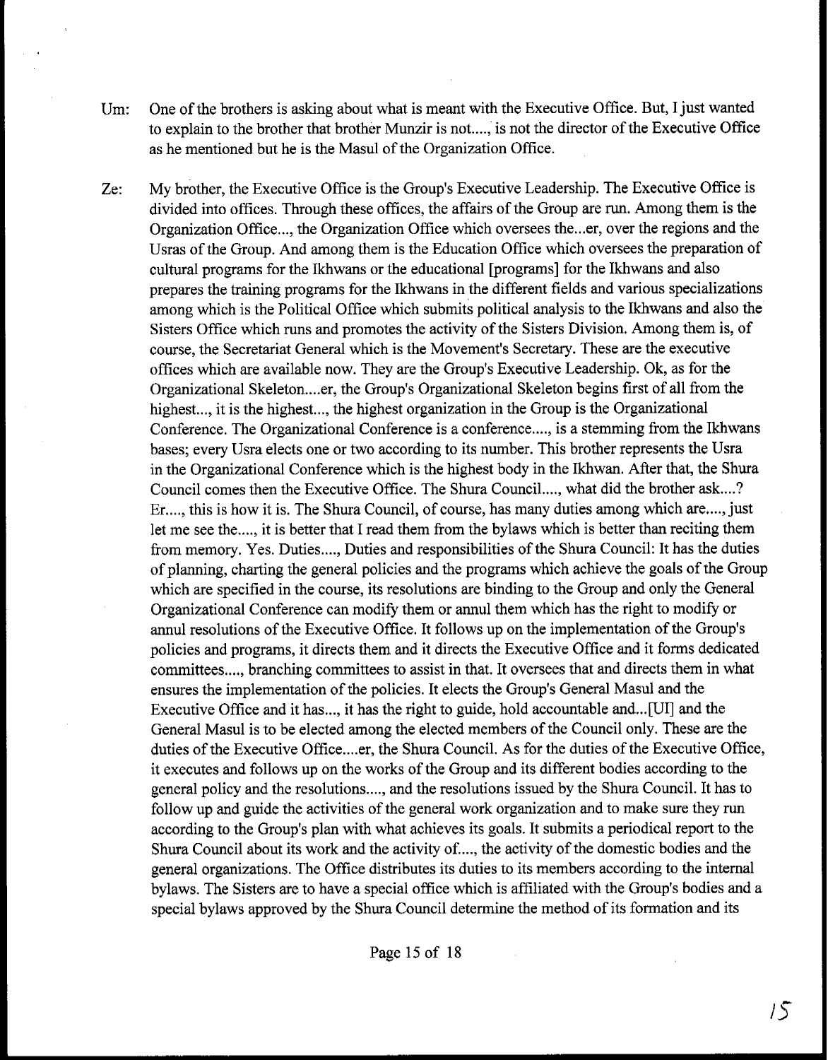Um: One of the brothers is asking about what is meant with the Executive Office. But, I just wanted to explain to the brother that brother Munzir is not...., is not the director of the Executive Office as he mentioned but he is the Masul of the Organization Office.

Ze: My brother, the Executive Office is the Group's Executive Leadership. The Executive Office is divided into offices. Through these offices, the affairs of the Group are run. Among them is the Organization Office..., the Organization Office which oversees the...er, over the regions and the Usras of the Group. And among them is the Education Office which oversees the preparation of cultural programs for the Ikhwans or the educational [programs] for the Ikhwans and also prepares the training programs for the Ikhwans in the different fields and various specializations among which is the Political Office which submits political analysis to the Ikhwans and also the Sisters Office which runs and promotes the activity of the Sisters Division. Among them is, of course, the Secretariat General which is the Movement's Secretary. These are the executive offices which are available now. They are the Group's Executive Leadership. Ok, as for the Organizational Skeleton....er, the Group's Organizational Skeleton begins first of all from the highest..., it is the highest..., the highest organization in the Group is the Organizational Conference. The Organizational Conference is a conference....., is a stemming from the Ikhwans bases; every Usra elects one or two according to its number. This brother represents the Usra in the Organizational Conference which is the highest body in the Ikhwan. After that, the Shura Council comes then the Executive Office. The Shura Council....., what did the brother ask....? Er...., this is how it is. The Shura Council, of course, has many duties among which are...., just let me see the....., it is better that I read them from the bylaws which is better than reciting them from memory. Yes. Duties....., Duties and responsibilities of the Shura Council: It has the duties of planning, charting the general policies and the programs which achieve the goals of the Group which are specified in the course, its resolutions are binding to the Group and only the General Organizational Conference can modify them or annul them which has the right to modify or annul resolutions of the Executive Office. It follows up on the implementation of the Group's policies and programs, it directs them and it directs the Executive Office and it forms dedicated committees...., branching committees to assist in that. It oversees that and directs them in what ensures the implementation of the policies. It elects the Group's General Masul and the Executive Office and it has..., it has the right to guide, hold accountable and...[UI] and the General Masul is to be elected among the elected members of the Council only. These are the duties of the Executive Office....er, the Shura Council. As for the duties of the Executive Office, it executes and follows up on the works of the Group and its different bodies according to the general policy and the resolutions...., and the resolutions issued by the Shura Council. It has to follow up and guide the activities of the general work organization and to make sure they run according to the Group's plan with what achieves its goals. It submits a periodical report to the Shura Council about its work and the activity of...., the activity of the domestic bodies and the general organizations. The Office distributes its duties to its members according to the internal bylaws. The Sisters are to have a special office which is affiliated with the Group's bodies and a special bylaws approved by the Shura Council determine the method of its formation and its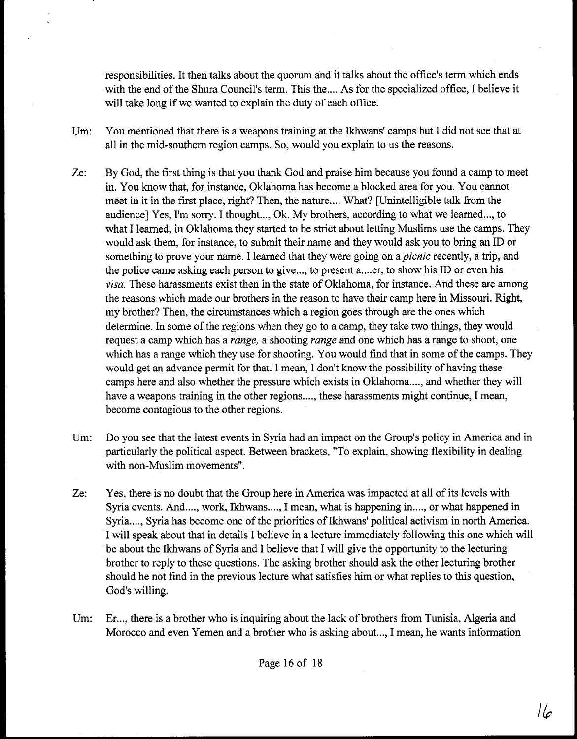responsibilities. It then talks about the quorum and it talks about the office's term which ends with the end of the Shura Council's term. This the.... As for the specialized office, I believe it will take long if we wanted to explain the duty of each office.

Um: You mentioned that there is a weapons training at the Ikhwans' camps but I did not see that at all in the mid-southern region camps. So, would you explain to us the reasons.

Ze: By God, the first thing is that you thank God and praise him because you found a camp to meet in. You know that, for instance, Oklahoma has become a blocked area for you. You cannot meet in it in the first place, right? Then, the nature.... What? [Unintelligible talk from the audience] Yes, I'm sorry. I thought..., Ok. My brothers, according to what we learned..., to what I learned, in Oklahoma they started to be strict about letting Muslims use the camps. They would ask them, for instance, to submit their name and they would ask you to bring an ID or something to prove your name. I learned that they were going on a *picnic* recently, a trip, and the police came asking each person to give..., to present a....er, to show his ID or even his *visa.* These harassments exist then in the state of Oklahoma, for instance. And these are among the reasons which made our brothers in the reason to have their camp here in Missouri. Right, my brother? Then, the circumstances which a region goes through are the ones which determine. In some of the regions when they go to a camp, they take two things, they would request a camp which has a *range,* a shooting *range* and one which has a range to shoot, one which has a range which they use for shooting. You would find that in some of the camps. They would get an advance permit for that. I mean, I don't know the possibility of having these camps here and also whether the pressure which exists in Oklahoma...., and whether they will have a weapons training in the other regions...., these harassments might continue, I mean, become contagious to the other regions.

Um: Do you see that the latest events in Syria had an impact on the Group's policy in America and in particularly the political aspect. Between brackets, "To explain, showing flexibility in dealing with non-Muslim movements".

Ze: Yes, there is no doubt that the Group here in America was impacted at all of its levels with Syria events. And...., work, Ikhwans...., I mean, what is happening in...., or what happened in Syria...., Syria has become one of the priorities of Ikhwans' political activism in north America. I will speak about that in details I believe in a lecture immediately following this one which will be about the Ikhwans of Syria and I believe that I will give the opportunity to the lecturing brother to reply to these questions. The asking brother should ask the other lecturing brother should he not find in the previous lecture what satisfies him or what replies to this question, God's willing.

Um: Er..., there is a brother who is inquiring about the lack of brothers from Tunisia, Algeria and Morocco and even Yemen and a brother who is asking about..., I mean, he wants information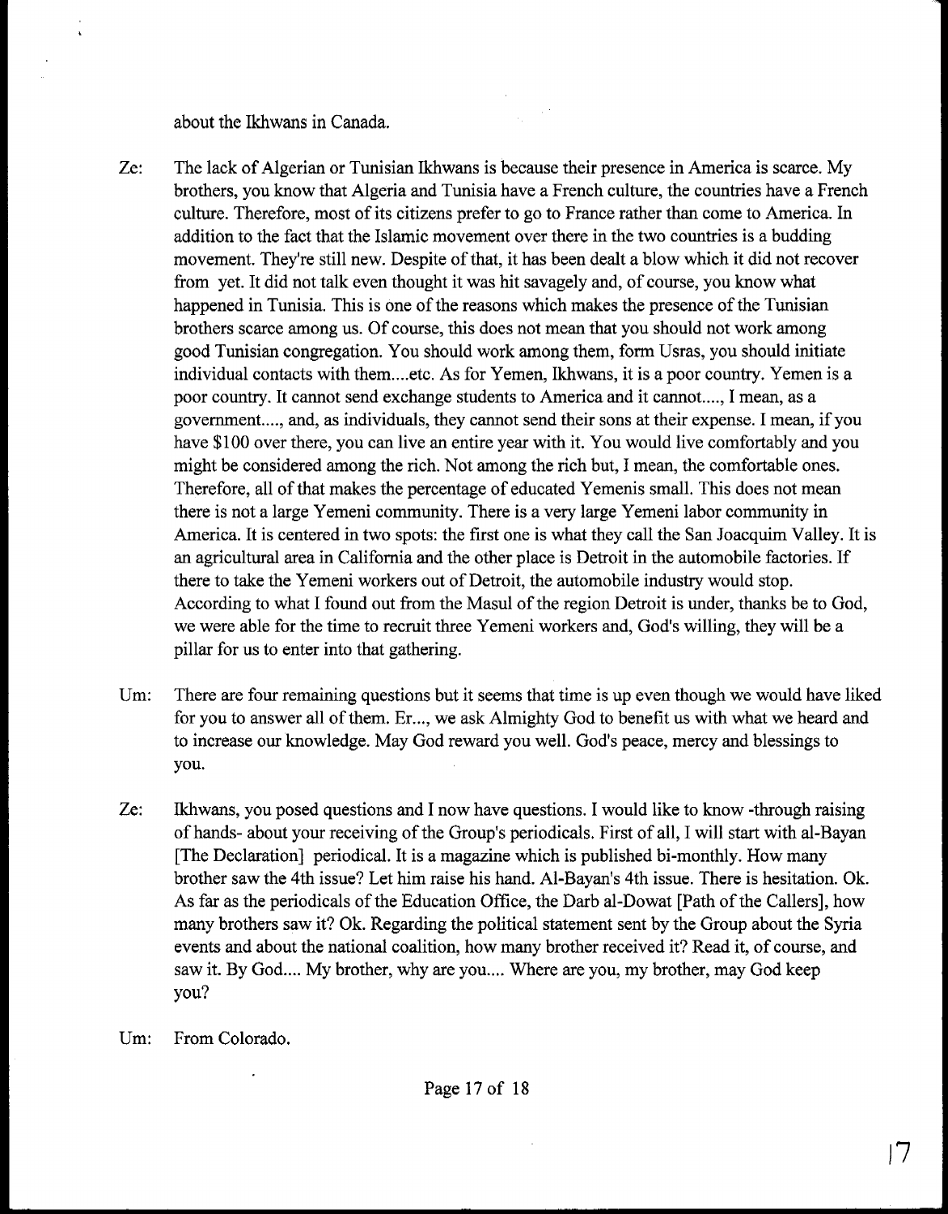about the Ikhwans in Canada.

Ze: The lack of Algerian or Tunisian Ikhwans is because their presence in America is scarce. My brothers, you know that Algeria and Tunisia have a French culture, the countries have a French culture. Therefore, most of its citizens prefer to go to France rather than come to America. In addition to the fact that the Islamic movement over there in the two countries is a budding movement. They're still new. Despite of that, it has been dealt a blow which it did not recover from yet. It did not talk even thought it was hit savagely and, of course, you know what happened in Tunisia. This is one of the reasons which makes the presence of the Tunisian brothers scarce among us. Of course, this does not mean that you should not work among good Tunisian congregation. You should work among them, form Usras, you should initiate individual contacts with them....etc. As for Yemen, Ikhwans, it is a poor country. Yemen is a poor country. It cannot send exchange students to America and it cannot...., I mean, as a government...., and, as individuals, they cannot send their sons at their expense. I mean, if you have $100 over there, you can live an entire year with it. You would live comfortably and you might be considered among the rich. Not among the rich but, I mean, the comfortable ones. Therefore, all of that makes the percentage of educated Yemenis small. This does not mean there is not a large Yemeni community. There is a very large Yemeni labor community in America. It is centered in two spots: the first one is what they call the San Joacquim Valley. It is an agricultural area in California and the other place is Detroit in the automobile factories. If there to take the Yemeni workers out of Detroit, the automobile industry would stop. According to what I found out from the Masul of the region Detroit is under, thanks be to God, we were able for the time to recruit three Yemeni workers and, God's willing, they will be a pillar for us to enter into that gathering.

Um: There are four remaining questions but it seems that time is up even though we would have liked for you to answer all of them. Er..., we ask Almighty God to benefit us with what we heard and to increase our knowledge. May God reward you well. God's peace, mercy and blessings to you.

Ze: Ikhwans, you posed questions and I now have questions. I would like to know -through raising of hands- about your receiving of the Group's periodicals. First of all, I will start with al-Bayan [The Declaration] periodical. It is a magazine which is published bi-monthly. How many brother saw the 4th issue? Let him raise his hand. Al-Bayan's 4th issue. There is hesitation. Ok. As far as the periodicals of the Education Office, the Darb al-Dowat [Path of the Callers], how many brothers saw it? Ok. Regarding the political statement sent by the Group about the Syria events and about the national coalition, how many brother received it? Read it, of course, and saw it. By God.... My brother, why are you.... Where are you, my brother, may God keep you?

Um: From Colorado.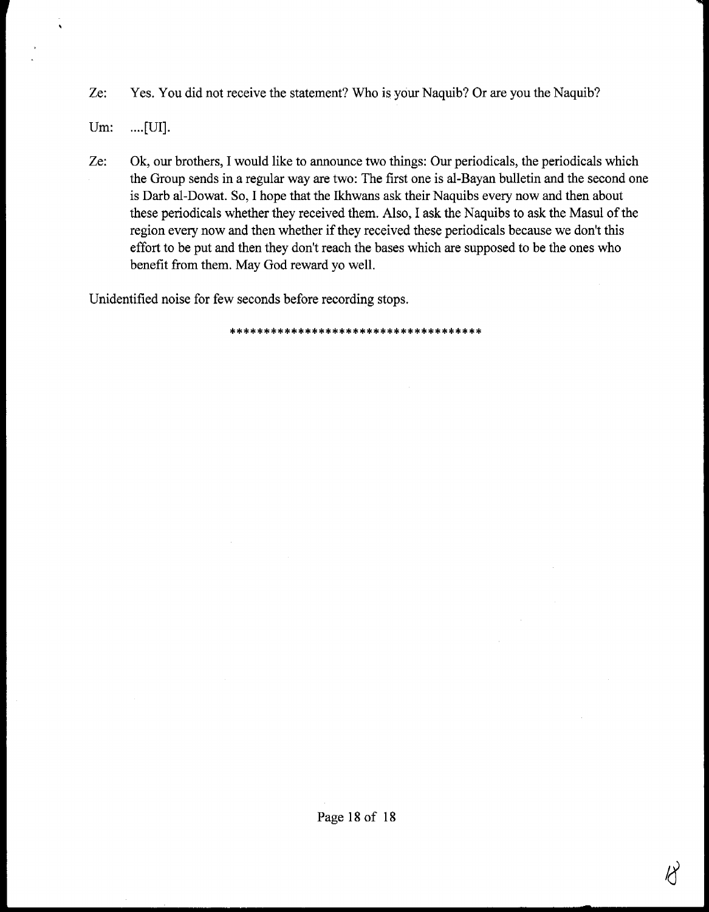Ze: Yes. You did not receive the statement? Who is your Naquib? Or are you the Naquib?

Um: ....[UI].

Ze: Ok, our brothers, I would like to announce two things: Our periodicals, the periodicals which the Group sends in a regular way are two: The first one is al-Bayan bulletin and the second one is Darb al-Dowat. So, I hope that the Ikhwans ask their Naquibs every now and then about these periodicals whether they received them. Also, I ask the Naquibs to ask the Masul of the region every now and then whether if they received these periodicals because we don't this effort to be put and then they don't reach the bases which are supposed to be the ones who benefit from them. May God reward yo well.

Unidentified noise for few seconds before recording stops.

************************************